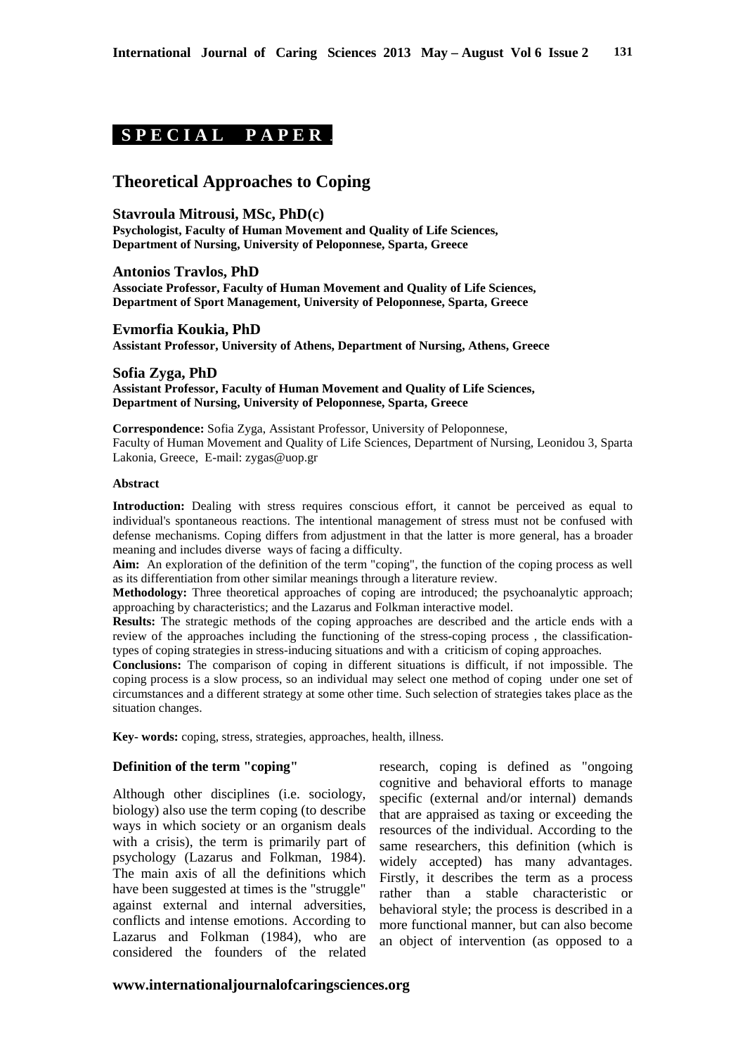**SPECIAL PAPER**

# Theoretical Approaches to Coping

**Stavroula Mitrousi, MSc, PhD(c)**
**Psychologist, Faculty of Human Movement and Quality of Life Sciences, Department of Nursing, University of Peloponnese, Sparta, Greece**

**Antonios Travlos, PhD**
**Associate Professor, Faculty of Human Movement and Quality of Life Sciences, Department of Sport Management, University of Peloponnese, Sparta, Greece**

**Evmorfia Koukia, PhD**
**Assistant Professor, University of Athens, Department of Nursing, Athens, Greece**

**Sofia Zyga, PhD**
**Assistant Professor, Faculty of Human Movement and Quality of Life Sciences, Department of Nursing, University of Peloponnese, Sparta, Greece**

**Correspondence:** Sofia Zyga, Assistant Professor, University of Peloponnese, Faculty of Human Movement and Quality of Life Sciences, Department of Nursing, Leonidou 3, Sparta Lakonia, Greece, E-mail: zygas@uop.gr

**Abstract**

**Introduction:** Dealing with stress requires conscious effort, it cannot be perceived as equal to individual's spontaneous reactions. The intentional management of stress must not be confused with defense mechanisms. Coping differs from adjustment in that the latter is more general, has a broader meaning and includes diverse ways of facing a difficulty.

**Aim:** An exploration of the definition of the term "coping", the function of the coping process as well as its differentiation from other similar meanings through a literature review.

**Methodology:** Three theoretical approaches of coping are introduced; the psychoanalytic approach; approaching by characteristics; and the Lazarus and Folkman interactive model.

**Results:** The strategic methods of the coping approaches are described and the article ends with a review of the approaches including the functioning of the stress-coping process , the classification-types of coping strategies in stress-inducing situations and with a criticism of coping approaches.

**Conclusions:** The comparison of coping in different situations is difficult, if not impossible. The coping process is a slow process, so an individual may select one method of coping under one set of circumstances and a different strategy at some other time. Such selection of strategies takes place as the situation changes.

**Key- words:** coping, stress, strategies, approaches, health, illness.

## Definition of the term "coping"

Although other disciplines (i.e. sociology, biology) also use the term coping (to describe ways in which society or an organism deals with a crisis), the term is primarily part of psychology (Lazarus and Folkman, 1984). The main axis of all the definitions which have been suggested at times is the "struggle" against external and internal adversities, conflicts and intense emotions. According to Lazarus and Folkman (1984), who are considered the founders of the related research, coping is defined as "ongoing cognitive and behavioral efforts to manage specific (external and/or internal) demands that are appraised as taxing or exceeding the resources of the individual. According to the same researchers, this definition (which is widely accepted) has many advantages. Firstly, it describes the term as a process rather than a stable characteristic or behavioral style; the process is described in a more functional manner, but can also become an object of intervention (as opposed to a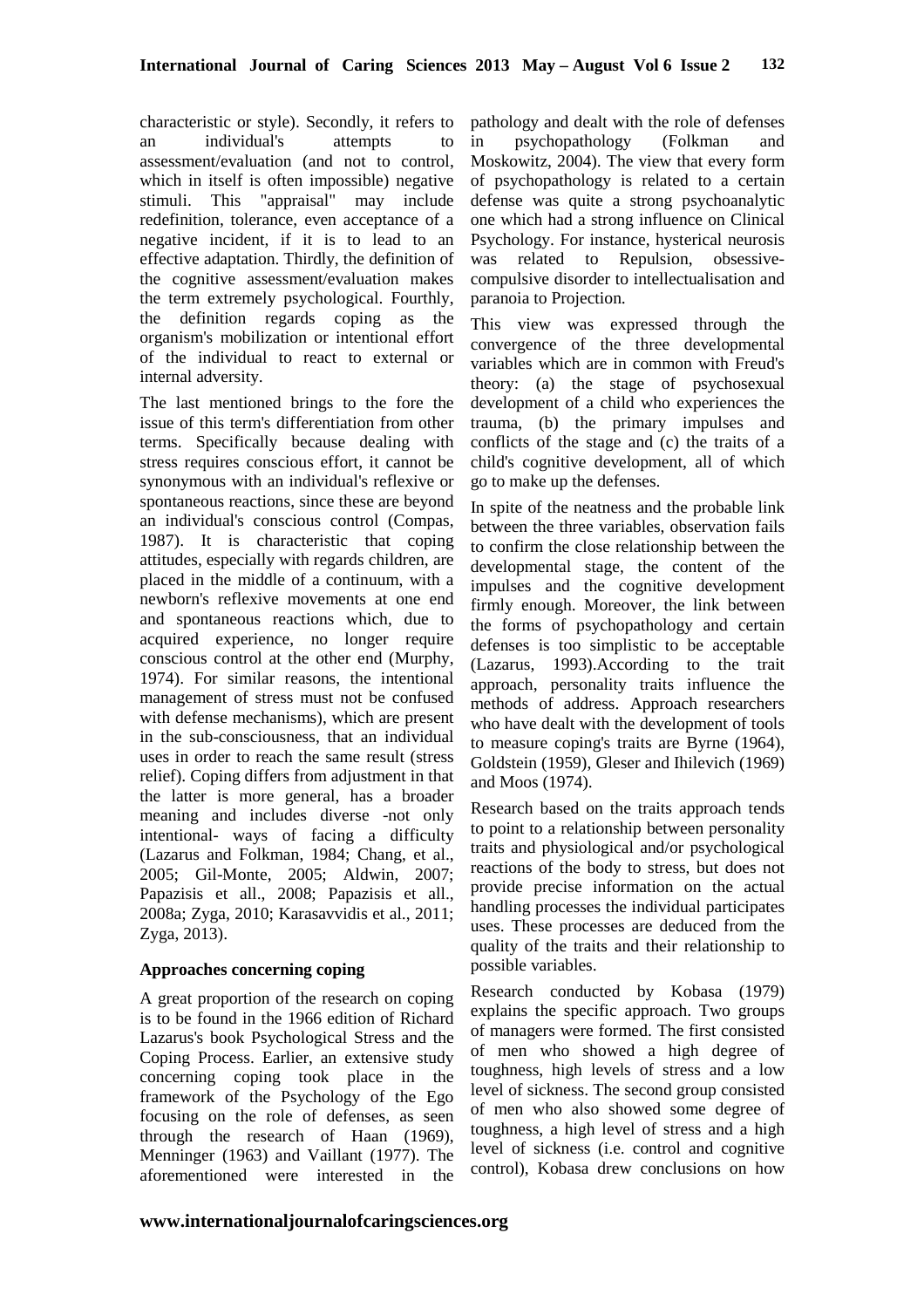characteristic or style). Secondly, it refers to an individual's attempts to assessment/evaluation (and not to control, which in itself is often impossible) negative stimuli. This "appraisal" may include redefinition, tolerance, even acceptance of a negative incident, if it is to lead to an effective adaptation. Thirdly, the definition of the cognitive assessment/evaluation makes the term extremely psychological. Fourthly, the definition regards coping as the organism's mobilization or intentional effort of the individual to react to external or internal adversity.

The last mentioned brings to the fore the issue of this term's differentiation from other terms. Specifically because dealing with stress requires conscious effort, it cannot be synonymous with an individual's reflexive or spontaneous reactions, since these are beyond an individual's conscious control (Compas, 1987). It is characteristic that coping attitudes, especially with regards children, are placed in the middle of a continuum, with a newborn's reflexive movements at one end and spontaneous reactions which, due to acquired experience, no longer require conscious control at the other end (Murphy, 1974). For similar reasons, the intentional management of stress must not be confused with defense mechanisms), which are present in the sub-consciousness, that an individual uses in order to reach the same result (stress relief). Coping differs from adjustment in that the latter is more general, has a broader meaning and includes diverse -not only intentional- ways of facing a difficulty (Lazarus and Folkman, 1984; Chang, et al., 2005; Gil-Monte, 2005; Aldwin, 2007; Papazisis et all., 2008; Papazisis et all., 2008a; Zyga, 2010; Karasavvidis et al., 2011; Zyga, 2013).

**Approaches concerning coping**

A great proportion of the research on coping is to be found in the 1966 edition of Richard Lazarus's book Psychological Stress and the Coping Process. Earlier, an extensive study concerning coping took place in the framework of the Psychology of the Ego focusing on the role of defenses, as seen through the research of Haan (1969), Menninger (1963) and Vaillant (1977). The aforementioned were interested in the pathology and dealt with the role of defenses in psychopathology (Folkman and Moskowitz, 2004). The view that every form of psychopathology is related to a certain defense was quite a strong psychoanalytic one which had a strong influence on Clinical Psychology. For instance, hysterical neurosis was related to Repulsion, obsessive-compulsive disorder to intellectualisation and paranoia to Projection.

This view was expressed through the convergence of the three developmental variables which are in common with Freud's theory: (a) the stage of psychosexual development of a child who experiences the trauma, (b) the primary impulses and conflicts of the stage and (c) the traits of a child's cognitive development, all of which go to make up the defenses.

In spite of the neatness and the probable link between the three variables, observation fails to confirm the close relationship between the developmental stage, the content of the impulses and the cognitive development firmly enough. Moreover, the link between the forms of psychopathology and certain defenses is too simplistic to be acceptable (Lazarus, 1993).According to the trait approach, personality traits influence the methods of address. Approach researchers who have dealt with the development of tools to measure coping's traits are Byrne (1964), Goldstein (1959), Gleser and Ihilevich (1969) and Moos (1974).

Research based on the traits approach tends to point to a relationship between personality traits and physiological and/or psychological reactions of the body to stress, but does not provide precise information on the actual handling processes the individual participates uses. These processes are deduced from the quality of the traits and their relationship to possible variables.

Research conducted by Kobasa (1979) explains the specific approach. Two groups of managers were formed. The first consisted of men who showed a high degree of toughness, high levels of stress and a low level of sickness. The second group consisted of men who also showed some degree of toughness, a high level of stress and a high level of sickness (i.e. control and cognitive control), Kobasa drew conclusions on how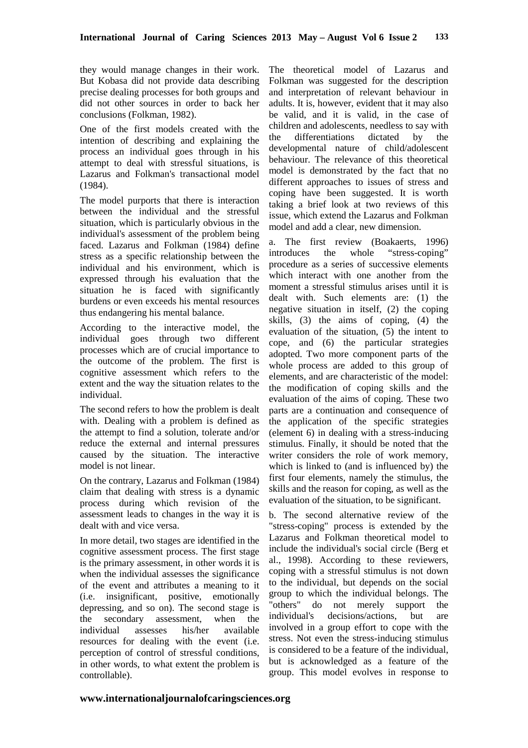they would manage changes in their work. But Kobasa did not provide data describing precise dealing processes for both groups and did not other sources in order to back her conclusions (Folkman, 1982).

One of the first models created with the intention of describing and explaining the process an individual goes through in his attempt to deal with stressful situations, is Lazarus and Folkman's transactional model (1984).

The model purports that there is interaction between the individual and the stressful situation, which is particularly obvious in the individual's assessment of the problem being faced. Lazarus and Folkman (1984) define stress as a specific relationship between the individual and his environment, which is expressed through his evaluation that the situation he is faced with significantly burdens or even exceeds his mental resources thus endangering his mental balance.

According to the interactive model, the individual goes through two different processes which are of crucial importance to the outcome of the problem. The first is cognitive assessment which refers to the extent and the way the situation relates to the individual.

The second refers to how the problem is dealt with. Dealing with a problem is defined as the attempt to find a solution, tolerate and/or reduce the external and internal pressures caused by the situation. The interactive model is not linear.

On the contrary, Lazarus and Folkman (1984) claim that dealing with stress is a dynamic process during which revision of the assessment leads to changes in the way it is dealt with and vice versa.

In more detail, two stages are identified in the cognitive assessment process. The first stage is the primary assessment, in other words it is when the individual assesses the significance of the event and attributes a meaning to it (i.e. insignificant, positive, emotionally depressing, and so on). The second stage is the secondary assessment, when the individual assesses his/her available resources for dealing with the event (i.e. perception of control of stressful conditions, in other words, to what extent the problem is controllable).

The theoretical model of Lazarus and Folkman was suggested for the description and interpretation of relevant behaviour in adults. It is, however, evident that it may also be valid, and it is valid, in the case of children and adolescents, needless to say with the differentiations dictated by the developmental nature of child/adolescent behaviour. The relevance of this theoretical model is demonstrated by the fact that no different approaches to issues of stress and coping have been suggested. It is worth taking a brief look at two reviews of this issue, which extend the Lazarus and Folkman model and add a clear, new dimension.

a. The first review (Boakaerts, 1996) introduces the whole "stress-coping" procedure as a series of successive elements which interact with one another from the moment a stressful stimulus arises until it is dealt with. Such elements are: (1) the negative situation in itself, (2) the coping skills, (3) the aims of coping, (4) the evaluation of the situation, (5) the intent to cope, and (6) the particular strategies adopted. Two more component parts of the whole process are added to this group of elements, and are characteristic of the model: the modification of coping skills and the evaluation of the aims of coping. These two parts are a continuation and consequence of the application of the specific strategies (element 6) in dealing with a stress-inducing stimulus. Finally, it should be noted that the writer considers the role of work memory, which is linked to (and is influenced by) the first four elements, namely the stimulus, the skills and the reason for coping, as well as the evaluation of the situation, to be significant.

b. The second alternative review of the "stress-coping" process is extended by the Lazarus and Folkman theoretical model to include the individual's social circle (Berg et al., 1998). According to these reviewers, coping with a stressful stimulus is not down to the individual, but depends on the social group to which the individual belongs. The "others" do not merely support the individual's decisions/actions, but are involved in a group effort to cope with the stress. Not even the stress-inducing stimulus is considered to be a feature of the individual, but is acknowledged as a feature of the group. This model evolves in response to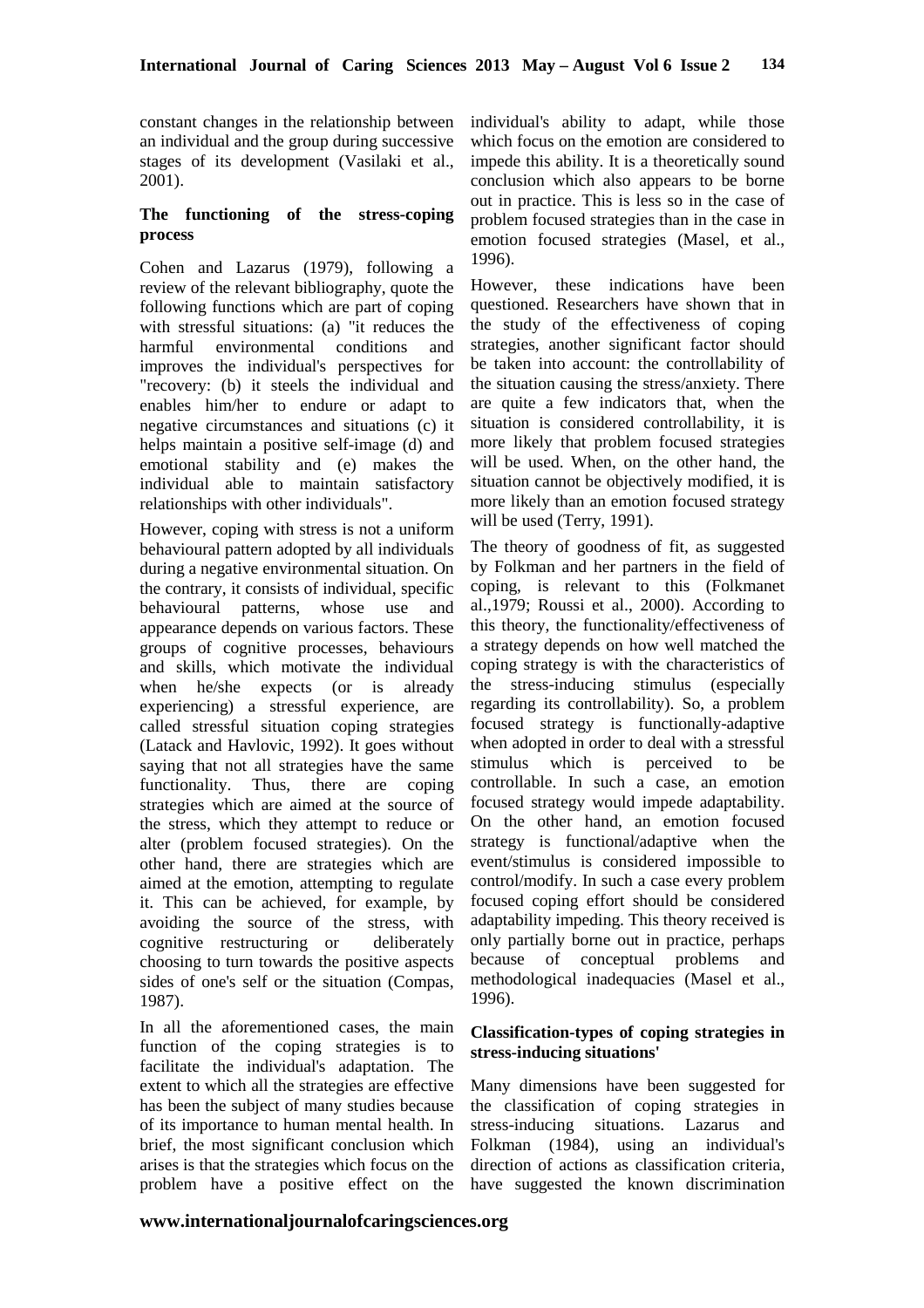constant changes in the relationship between an individual and the group during successive stages of its development (Vasilaki et al., 2001).

**The functioning of the stress-coping process**

Cohen and Lazarus (1979), following a review of the relevant bibliography, quote the following functions which are part of coping with stressful situations: (a) "it reduces the harmful environmental conditions and improves the individual's perspectives for "recovery: (b) it steels the individual and enables him/her to endure or adapt to negative circumstances and situations (c) it helps maintain a positive self-image (d) and emotional stability and (e) makes the individual able to maintain satisfactory relationships with other individuals".

However, coping with stress is not a uniform behavioural pattern adopted by all individuals during a negative environmental situation. On the contrary, it consists of individual, specific behavioural patterns, whose use and appearance depends on various factors. These groups of cognitive processes, behaviours and skills, which motivate the individual when he/she expects (or is already experiencing) a stressful experience, are called stressful situation coping strategies (Latack and Havlovic, 1992). It goes without saying that not all strategies have the same functionality. Thus, there are coping strategies which are aimed at the source of the stress, which they attempt to reduce or alter (problem focused strategies). On the other hand, there are strategies which are aimed at the emotion, attempting to regulate it. This can be achieved, for example, by avoiding the source of the stress, with cognitive restructuring or deliberately choosing to turn towards the positive aspects sides of one's self or the situation (Compas, 1987).

In all the aforementioned cases, the main function of the coping strategies is to facilitate the individual's adaptation. The extent to which all the strategies are effective has been the subject of many studies because of its importance to human mental health. In brief, the most significant conclusion which arises is that the strategies which focus on the problem have a positive effect on the individual's ability to adapt, while those which focus on the emotion are considered to impede this ability. It is a theoretically sound conclusion which also appears to be borne out in practice. This is less so in the case of problem focused strategies than in the case in emotion focused strategies (Masel, et al., 1996).

However, these indications have been questioned. Researchers have shown that in the study of the effectiveness of coping strategies, another significant factor should be taken into account: the controllability of the situation causing the stress/anxiety. There are quite a few indicators that, when the situation is considered controllability, it is more likely that problem focused strategies will be used. When, on the other hand, the situation cannot be objectively modified, it is more likely than an emotion focused strategy will be used (Terry, 1991).

The theory of goodness of fit, as suggested by Folkman and her partners in the field of coping, is relevant to this (Folkmanet al.,1979; Roussi et al., 2000). According to this theory, the functionality/effectiveness of a strategy depends on how well matched the coping strategy is with the characteristics of the stress-inducing stimulus (especially regarding its controllability). So, a problem focused strategy is functionally-adaptive when adopted in order to deal with a stressful stimulus which is perceived to be controllable. In such a case, an emotion focused strategy would impede adaptability. On the other hand, an emotion focused strategy is functional/adaptive when the event/stimulus is considered impossible to control/modify. In such a case every problem focused coping effort should be considered adaptability impeding. This theory received is only partially borne out in practice, perhaps because of conceptual problems and methodological inadequacies (Masel et al., 1996).

**Classification-types of coping strategies in stress-inducing situations'**

Many dimensions have been suggested for the classification of coping strategies in stress-inducing situations. Lazarus and Folkman (1984), using an individual's direction of actions as classification criteria, have suggested the known discrimination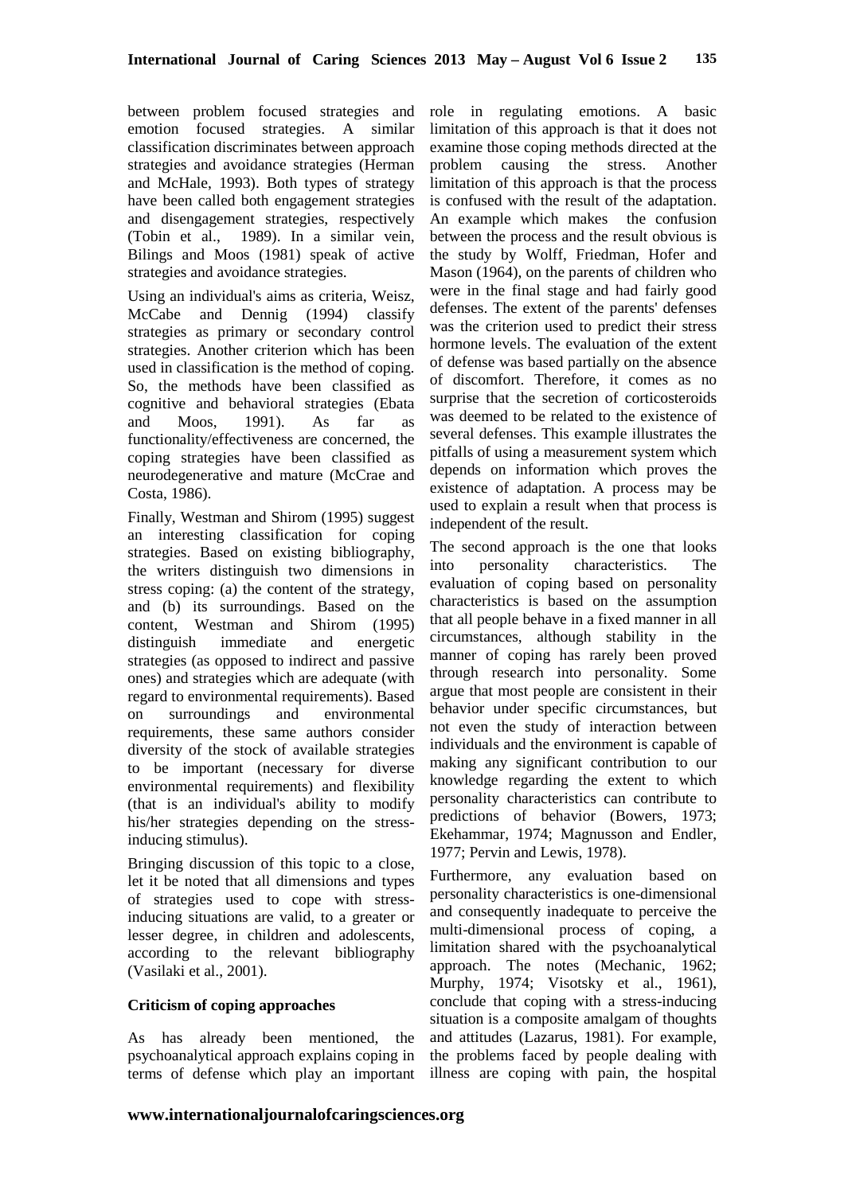between problem focused strategies and emotion focused strategies. A similar classification discriminates between approach strategies and avoidance strategies (Herman and McHale, 1993). Both types of strategy have been called both engagement strategies and disengagement strategies, respectively (Tobin et al., 1989). In a similar vein, Bilings and Moos (1981) speak of active strategies and avoidance strategies.

Using an individual's aims as criteria, Weisz, McCabe and Dennig (1994) classify strategies as primary or secondary control strategies. Another criterion which has been used in classification is the method of coping. So, the methods have been classified as cognitive and behavioral strategies (Ebata and Moos, 1991). As far as functionality/effectiveness are concerned, the coping strategies have been classified as neurodegenerative and mature (McCrae and Costa, 1986).

Finally, Westman and Shirom (1995) suggest an interesting classification for coping strategies. Based on existing bibliography, the writers distinguish two dimensions in stress coping: (a) the content of the strategy, and (b) its surroundings. Based on the content, Westman and Shirom (1995) distinguish immediate and energetic strategies (as opposed to indirect and passive ones) and strategies which are adequate (with regard to environmental requirements). Based on surroundings and environmental requirements, these same authors consider diversity of the stock of available strategies to be important (necessary for diverse environmental requirements) and flexibility (that is an individual's ability to modify his/her strategies depending on the stress-inducing stimulus).

Bringing discussion of this topic to a close, let it be noted that all dimensions and types of strategies used to cope with stress-inducing situations are valid, to a greater or lesser degree, in children and adolescents, according to the relevant bibliography (Vasilaki et al., 2001).

**Criticism of coping approaches**

As has already been mentioned, the psychoanalytical approach explains coping in terms of defense which play an important role in regulating emotions. A basic limitation of this approach is that it does not examine those coping methods directed at the problem causing the stress. Another limitation of this approach is that the process is confused with the result of the adaptation. An example which makes the confusion between the process and the result obvious is the study by Wolff, Friedman, Hofer and Mason (1964), on the parents of children who were in the final stage and had fairly good defenses. The extent of the parents' defenses was the criterion used to predict their stress hormone levels. The evaluation of the extent of defense was based partially on the absence of discomfort. Therefore, it comes as no surprise that the secretion of corticosteroids was deemed to be related to the existence of several defenses. This example illustrates the pitfalls of using a measurement system which depends on information which proves the existence of adaptation. A process may be used to explain a result when that process is independent of the result.

The second approach is the one that looks into personality characteristics. The evaluation of coping based on personality characteristics is based on the assumption that all people behave in a fixed manner in all circumstances, although stability in the manner of coping has rarely been proved through research into personality. Some argue that most people are consistent in their behavior under specific circumstances, but not even the study of interaction between individuals and the environment is capable of making any significant contribution to our knowledge regarding the extent to which personality characteristics can contribute to predictions of behavior (Bowers, 1973; Ekehammar, 1974; Magnusson and Endler, 1977; Pervin and Lewis, 1978).

Furthermore, any evaluation based on personality characteristics is one-dimensional and consequently inadequate to perceive the multi-dimensional process of coping, a limitation shared with the psychoanalytical approach. The notes (Mechanic, 1962; Murphy, 1974; Visotsky et al., 1961), conclude that coping with a stress-inducing situation is a composite amalgam of thoughts and attitudes (Lazarus, 1981). For example, the problems faced by people dealing with illness are coping with pain, the hospital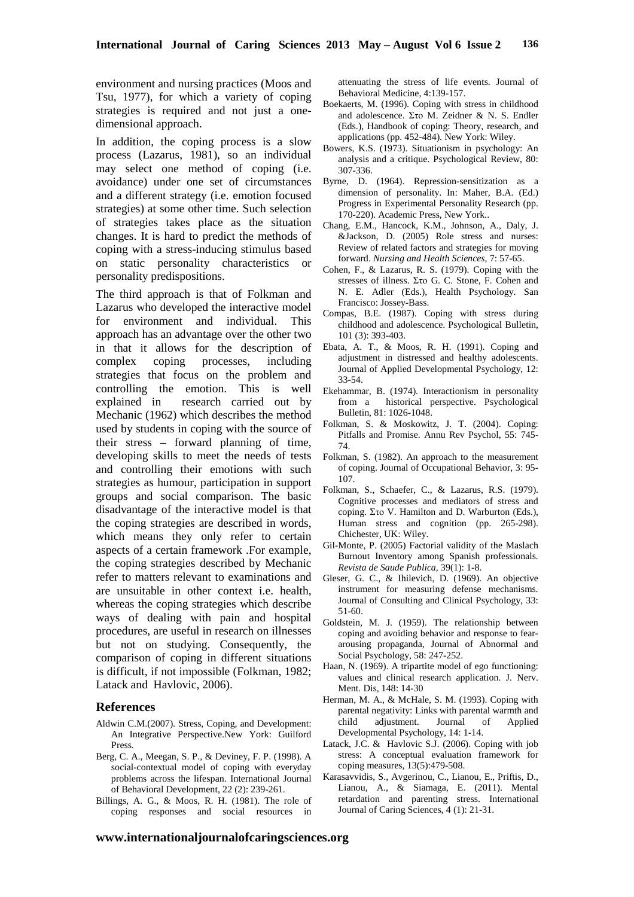environment and nursing practices (Moos and Tsu, 1977), for which a variety of coping strategies is required and not just a one-dimensional approach.

In addition, the coping process is a slow process (Lazarus, 1981), so an individual may select one method of coping (i.e. avoidance) under one set of circumstances and a different strategy (i.e. emotion focused strategies) at some other time. Such selection of strategies takes place as the situation changes. It is hard to predict the methods of coping with a stress-inducing stimulus based on static personality characteristics or personality predispositions.

The third approach is that of Folkman and Lazarus who developed the interactive model for environment and individual. This approach has an advantage over the other two in that it allows for the description of complex coping processes, including strategies that focus on the problem and controlling the emotion. This is well explained in research carried out by Mechanic (1962) which describes the method used by students in coping with the source of their stress – forward planning of time, developing skills to meet the needs of tests and controlling their emotions with such strategies as humour, participation in support groups and social comparison. The basic disadvantage of the interactive model is that the coping strategies are described in words, which means they only refer to certain aspects of a certain framework .For example, the coping strategies described by Mechanic refer to matters relevant to examinations and are unsuitable in other context i.e. health, whereas the coping strategies which describe ways of dealing with pain and hospital procedures, are useful in research on illnesses but not on studying. Consequently, the comparison of coping in different situations is difficult, if not impossible (Folkman, 1982; Latack and Havlovic, 2006).

## References

- Aldwin C.M.(2007). Stress, Coping, and Development: An Integrative Perspective.New York: Guilford Press.
- Berg, C. A., Meegan, S. P., & Deviney, F. P. (1998). A social-contextual model of coping with everyday problems across the lifespan. International Journal of Behavioral Development, 22 (2): 239-261.
- Billings, A. G., & Moos, R. H. (1981). The role of coping responses and social resources in attenuating the stress of life events. Journal of Behavioral Medicine, 4:139-157.
- Boekaerts, M. (1996). Coping with stress in childhood and adolescence. Στο M. Zeidner & N. S. Endler (Eds.), Handbook of coping: Theory, research, and applications (pp. 452-484). New York: Wiley.
- Bowers, K.S. (1973). Situationism in psychology: An analysis and a critique. Psychological Review, 80: 307-336.
- Byrne, D. (1964). Repression-sensitization as a dimension of personality. In: Maher, B.A. (Ed.) Progress in Experimental Personality Research (pp. 170-220). Academic Press, New York..
- Chang, E.M., Hancock, K.M., Johnson, A., Daly, J. &Jackson, D. (2005) Role stress and nurses: Review of related factors and strategies for moving forward. *Nursing and Health Sciences*, 7: 57-65.
- Cohen, F., & Lazarus, R. S. (1979). Coping with the stresses of illness. Στο G. C. Stone, F. Cohen and N. E. Adler (Eds.), Health Psychology. San Francisco: Jossey-Bass.
- Compas, B.E. (1987). Coping with stress during childhood and adolescence. Psychological Bulletin, 101 (3): 393-403.
- Ebata, A. T., & Moos, R. H. (1991). Coping and adjustment in distressed and healthy adolescents. Journal of Applied Developmental Psychology, 12: 33-54.
- Ekehammar, B. (1974). Interactionism in personality from a historical perspective. Psychological Bulletin, 81: 1026-1048.
- Folkman, S. & Moskowitz, J. T. (2004). Coping: Pitfalls and Promise. Annu Rev Psychol, 55: 745-74.
- Folkman, S. (1982). An approach to the measurement of coping. Journal of Occupational Behavior, 3: 95-107.
- Folkman, S., Schaefer, C., & Lazarus, R.S. (1979). Cognitive processes and mediators of stress and coping. Στο V. Hamilton and D. Warburton (Eds.), Human stress and cognition (pp. 265-298). Chichester, UK: Wiley.
- Gil-Monte, P. (2005) Factorial validity of the Maslach Burnout Inventory among Spanish professionals. *Revista de Saude Publica*, 39(1): 1-8.
- Gleser, G. C., & Ihilevich, D. (1969). An objective instrument for measuring defense mechanisms. Journal of Consulting and Clinical Psychology, 33: 51-60.
- Goldstein, M. J. (1959). The relationship between coping and avoiding behavior and response to fear-arousing propaganda, Journal of Abnormal and Social Psychology, 58: 247-252.
- Haan, N. (1969). A tripartite model of ego functioning: values and clinical research application. J. Nerv. Ment. Dis, 148: 14-30
- Herman, M. A., & McHale, S. M. (1993). Coping with parental negativity: Links with parental warmth and child adjustment. Journal of Applied Developmental Psychology, 14: 1-14.
- Latack, J.C. & Havlovic S.J. (2006). Coping with job stress: A conceptual evaluation framework for coping measures, 13(5):479-508.
- Karasavvidis, S., Avgerinou, C., Lianou, E., Priftis, D., Lianou, A., & Siamaga, E. (2011). Mental retardation and parenting stress. International Journal of Caring Sciences, 4 (1): 21-31.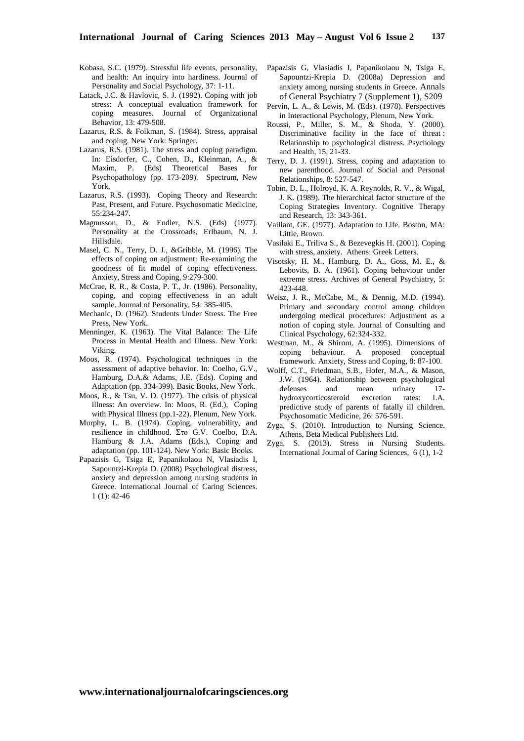Kobasa, S.C. (1979). Stressful life events, personality, and health: An inquiry into hardiness. Journal of Personality and Social Psychology, 37: 1-11.

Latack, J.C. & Havlovic, S. J. (1992). Coping with job stress: A conceptual evaluation framework for coping measures. Journal of Organizational Behavior, 13: 479-508.

Lazarus, R.S. & Folkman, S. (1984). Stress, appraisal and coping. New York: Springer.

Lazarus, R.S. (1981). The stress and coping paradigm. In: Eisdorfer, C., Cohen, D., Kleinman, A., & Maxim, P. (Eds) Theoretical Bases for Psychopathology (pp. 173-209). Spectrum, New York,

Lazarus, R.S. (1993). Coping Theory and Research: Past, Present, and Future. Psychosomatic Medicine, 55:234-247.

Magnusson, D., & Endler, N.S. (Eds) (1977). Personality at the Crossroads, Erlbaum, N. J. Hillsdale.

Masel, C. N., Terry, D. J., &Gribble, M. (1996). The effects of coping on adjustment: Re-examining the goodness of fit model of coping effectiveness. Anxiety, Stress and Coping, 9:279-300.

McCrae, R. R., & Costa, P. T., Jr. (1986). Personality, coping, and coping effectiveness in an adult sample. Journal of Personality, 54: 385-405.

Mechanic, D. (1962). Students Under Stress. The Free Press, New York.

Menninger, K. (1963). The Vital Balance: The Life Process in Mental Health and Illness. New York: Viking.

Moos, R. (1974). Psychological techniques in the assessment of adaptive behavior. In: Coelho, G.V., Hamburg, D.A.& Adams, J.E. (Eds). Coping and Adaptation (pp. 334-399). Basic Books, New York.

Moos, R., & Tsu, V. D. (1977). The crisis of physical illness: An overview. In: Moos, R. (Ed.), Coping with Physical Illness (pp.1-22). Plenum, New York.

Murphy, L. B. (1974). Coping, vulnerability, and resilience in childhood. Στο G.V. Coelbo, D.A. Hamburg & J.A. Adams (Eds.), Coping and adaptation (pp. 101-124). New York: Basic Books.

Papazisis G, Tsiga E, Papanikolaou N, Vlasiadis I, Sapountzi-Krepia D. (2008) Psychological distress, anxiety and depression among nursing students in Greece. International Journal of Caring Sciences. 1 (1): 42-46

Papazisis G, Vlasiadis I, Papanikolaou N, Tsiga E, Sapountzi-Krepia D. (2008a) Depression and anxiety among nursing students in Greece. Annals of General Psychiatry 7 (Supplement 1), S209

Pervin, L. A., & Lewis, M. (Eds). (1978). Perspectives in Interactional Psychology, Plenum, New York.

Roussi, P., Miller, S. M., & Shoda, Y. (2000). Discriminative facility in the face of threat : Relationship to psychological distress. Psychology and Health, 15, 21-33.

Terry, D. J. (1991). Stress, coping and adaptation to new parenthood. Journal of Social and Personal Relationships, 8: 527-547.

Tobin, D. L., Holroyd, K. A. Reynolds, R. V., & Wigal, J. K. (1989). The hierarchical factor structure of the Coping Strategies Inventory. Cognitive Therapy and Research, 13: 343-361.

Vaillant, GE. (1977). Adaptation to Life. Boston, MA: Little, Brown.

Vasilaki E., Triliva S., & Bezevegkis H. (2001). Coping with stress, anxiety. Athens: Greek Letters.

Visotsky, H. M., Hamburg, D. A., Goss, M. E., & Lebovits, B. A. (1961). Coping behaviour under extreme stress. Archives of General Psychiatry, 5: 423-448.

Weisz, J. R., McCabe, M., & Dennig, M.D. (1994). Primary and secondary control among children undergoing medical procedures: Adjustment as a notion of coping style. Journal of Consulting and Clinical Psychology, 62:324-332.

Westman, M., & Shirom, A. (1995). Dimensions of coping behaviour. A proposed conceptual framework. Anxiety, Stress and Coping, 8: 87-100.

Wolff, C.T., Friedman, S.B., Hofer, M.A., & Mason, J.W. (1964). Relationship between psychological defenses and mean urinary 17-hydroxycorticosteroid excretion rates: I.A. predictive study of parents of fatally ill children. Psychosomatic Medicine, 26: 576-591.

Zyga, S. (2010). Introduction to Nursing Science. Athens, Beta Medical Publishers Ltd.

Zyga, S. (2013). Stress in Nursing Students. International Journal of Caring Sciences, 6 (1), 1-2